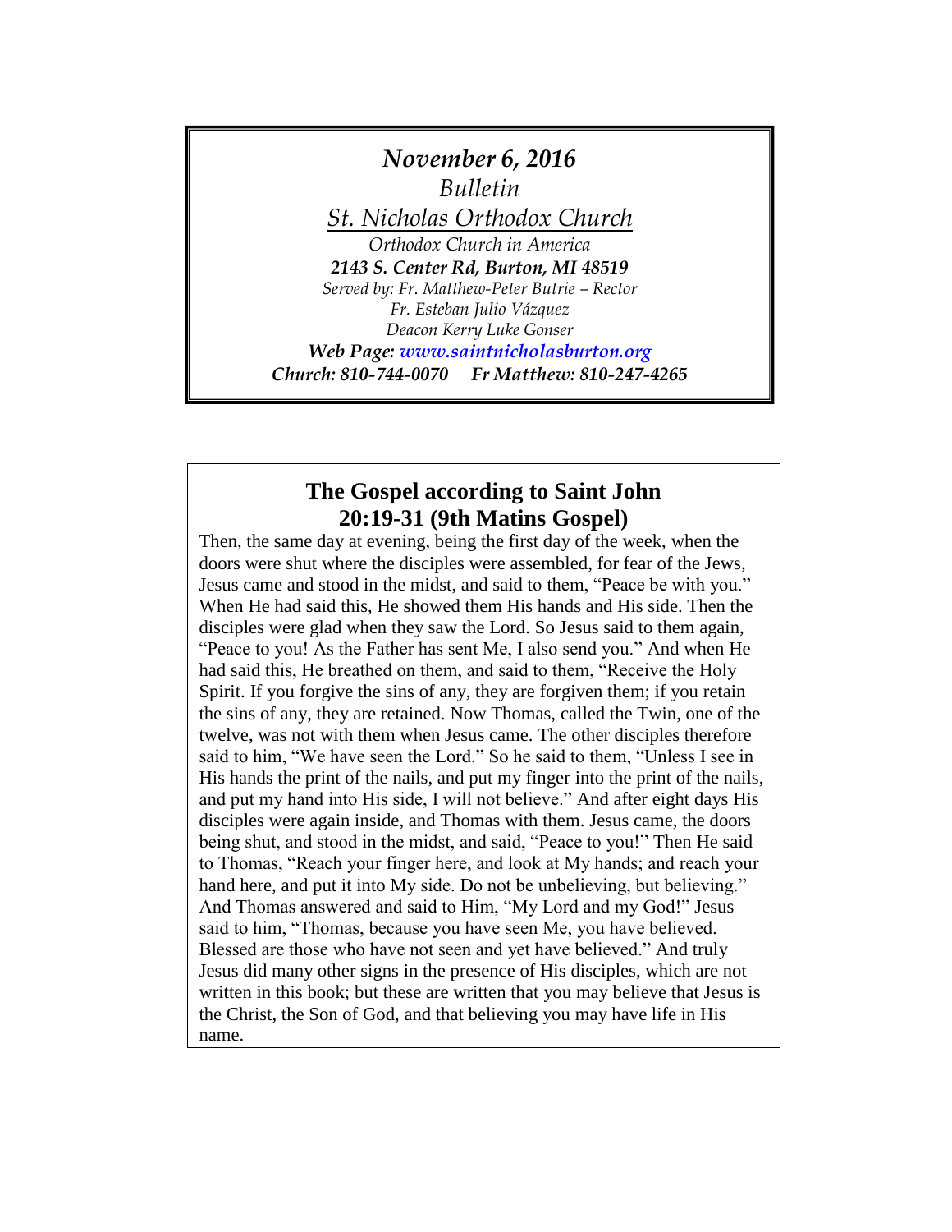# *November 6, 2016*

*Bulletin*

## St. Nicholas Orthodox Church

*Orthodox Church in America*

***2143 S. Center Rd, Burton, MI 48519***

*Served by: Fr. Matthew-Peter Butrie – Rector*

*Fr. Esteban Julio Vázquez*

*Deacon Kerry Luke Gonser*

***Web Page: [www.saintnicholasburton.org](http://www.saintnicholasburton.org)***

***Church: 810-744-0070 Fr Matthew: 810-247-4265***

## The Gospel according to Saint John 20:19-31 (9th Matins Gospel)

Then, the same day at evening, being the first day of the week, when the doors were shut where the disciples were assembled, for fear of the Jews, Jesus came and stood in the midst, and said to them, "Peace be with you." When He had said this, He showed them His hands and His side. Then the disciples were glad when they saw the Lord. So Jesus said to them again, "Peace to you! As the Father has sent Me, I also send you." And when He had said this, He breathed on them, and said to them, "Receive the Holy Spirit. If you forgive the sins of any, they are forgiven them; if you retain the sins of any, they are retained. Now Thomas, called the Twin, one of the twelve, was not with them when Jesus came. The other disciples therefore said to him, "We have seen the Lord." So he said to them, "Unless I see in His hands the print of the nails, and put my finger into the print of the nails, and put my hand into His side, I will not believe." And after eight days His disciples were again inside, and Thomas with them. Jesus came, the doors being shut, and stood in the midst, and said, "Peace to you!" Then He said to Thomas, "Reach your finger here, and look at My hands; and reach your hand here, and put it into My side. Do not be unbelieving, but believing." And Thomas answered and said to Him, "My Lord and my God!" Jesus said to him, "Thomas, because you have seen Me, you have believed. Blessed are those who have not seen and yet have believed." And truly Jesus did many other signs in the presence of His disciples, which are not written in this book; but these are written that you may believe that Jesus is the Christ, the Son of God, and that believing you may have life in His name.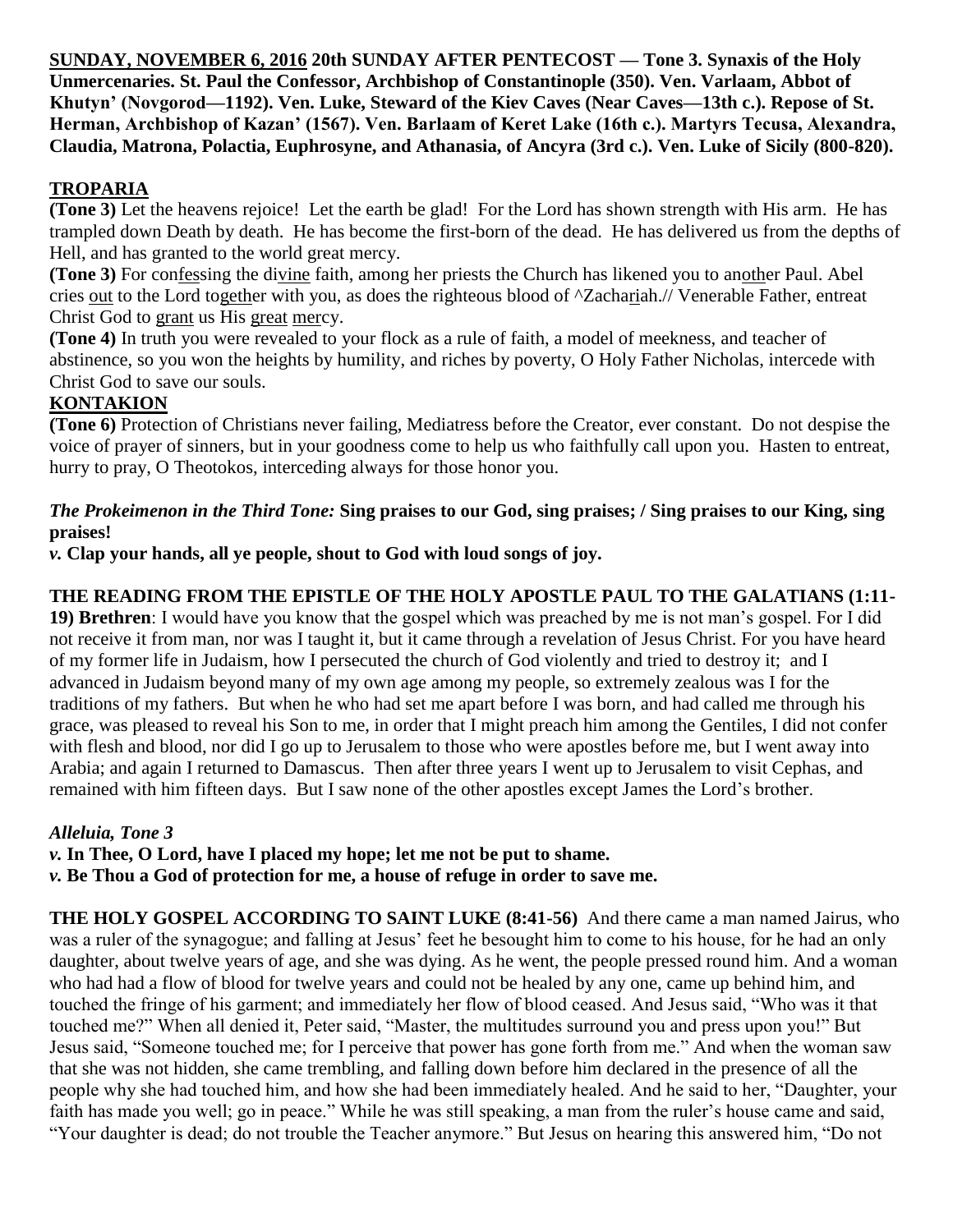**SUNDAY, NOVEMBER 6, 2016 20th SUNDAY AFTER PENTECOST — Tone 3. Synaxis of the Holy Unmercenaries. St. Paul the Confessor, Archbishop of Constantinople (350). Ven. Varlaam, Abbot of Khutyn' (Novgorod—1192). Ven. Luke, Steward of the Kiev Caves (Near Caves—13th c.). Repose of St. Herman, Archbishop of Kazan' (1567). Ven. Barlaam of Keret Lake (16th c.). Martyrs Tecusa, Alexandra, Claudia, Matrona, Polactia, Euphrosyne, and Athanasia, of Ancyra (3rd c.). Ven. Luke of Sicily (800-820).**

## TROPARIA

**(Tone 3)** Let the heavens rejoice! Let the earth be glad! For the Lord has shown strength with His arm. He has trampled down Death by death. He has become the first-born of the dead. He has delivered us from the depths of Hell, and has granted to the world great mercy.

**(Tone 3)** For confessing the divine faith, among her priests the Church has likened you to another Paul. Abel cries out to the Lord together with you, as does the righteous blood of ^Zachariah.// Venerable Father, entreat Christ God to grant us His great mercy.

**(Tone 4)** In truth you were revealed to your flock as a rule of faith, a model of meekness, and teacher of abstinence, so you won the heights by humility, and riches by poverty, O Holy Father Nicholas, intercede with Christ God to save our souls.

## KONTAKION

**(Tone 6)** Protection of Christians never failing, Mediatress before the Creator, ever constant. Do not despise the voice of prayer of sinners, but in your goodness come to help us who faithfully call upon you. Hasten to entreat, hurry to pray, O Theotokos, interceding always for those honor you.

***The Prokeimenon in the Third Tone:*** **Sing praises to our God, sing praises; / Sing praises to our King, sing praises!**

***v.*** **Clap your hands, all ye people, shout to God with loud songs of joy.**

**THE READING FROM THE EPISTLE OF THE HOLY APOSTLE PAUL TO THE GALATIANS (1:11-19) Brethren**: I would have you know that the gospel which was preached by me is not man's gospel. For I did not receive it from man, nor was I taught it, but it came through a revelation of Jesus Christ. For you have heard of my former life in Judaism, how I persecuted the church of God violently and tried to destroy it; and I advanced in Judaism beyond many of my own age among my people, so extremely zealous was I for the traditions of my fathers. But when he who had set me apart before I was born, and had called me through his grace, was pleased to reveal his Son to me, in order that I might preach him among the Gentiles, I did not confer with flesh and blood, nor did I go up to Jerusalem to those who were apostles before me, but I went away into Arabia; and again I returned to Damascus. Then after three years I went up to Jerusalem to visit Cephas, and remained with him fifteen days. But I saw none of the other apostles except James the Lord's brother.

***Alleluia, Tone 3***

***v.*** **In Thee, O Lord, have I placed my hope; let me not be put to shame.**

***v.*** **Be Thou a God of protection for me, a house of refuge in order to save me.**

**THE HOLY GOSPEL ACCORDING TO SAINT LUKE (8:41-56)** And there came a man named Jairus, who was a ruler of the synagogue; and falling at Jesus' feet he besought him to come to his house, for he had an only daughter, about twelve years of age, and she was dying. As he went, the people pressed round him. And a woman who had had a flow of blood for twelve years and could not be healed by any one, came up behind him, and touched the fringe of his garment; and immediately her flow of blood ceased. And Jesus said, "Who was it that touched me?" When all denied it, Peter said, "Master, the multitudes surround you and press upon you!" But Jesus said, "Someone touched me; for I perceive that power has gone forth from me." And when the woman saw that she was not hidden, she came trembling, and falling down before him declared in the presence of all the people why she had touched him, and how she had been immediately healed. And he said to her, "Daughter, your faith has made you well; go in peace." While he was still speaking, a man from the ruler's house came and said, "Your daughter is dead; do not trouble the Teacher anymore." But Jesus on hearing this answered him, "Do not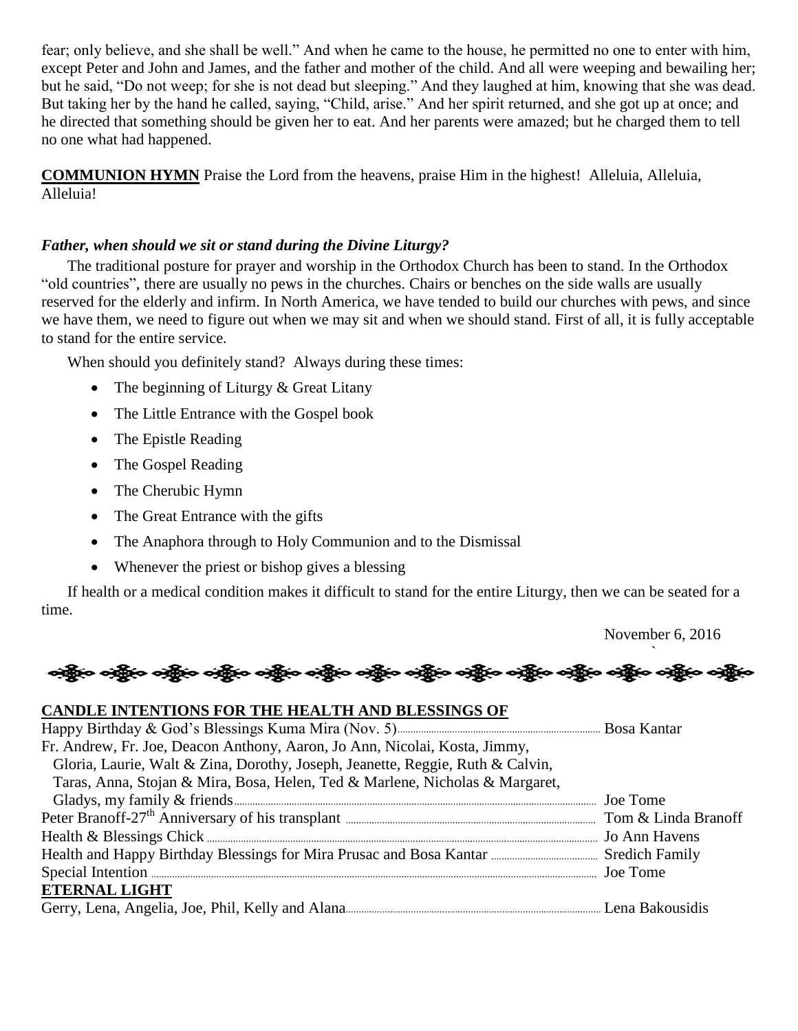fear; only believe, and she shall be well." And when he came to the house, he permitted no one to enter with him, except Peter and John and James, and the father and mother of the child. And all were weeping and bewailing her; but he said, "Do not weep; for she is not dead but sleeping." And they laughed at him, knowing that she was dead. But taking her by the hand he called, saying, "Child, arise." And her spirit returned, and she got up at once; and he directed that something should be given her to eat. And her parents were amazed; but he charged them to tell no one what had happened.

**COMMUNION HYMN** Praise the Lord from the heavens, praise Him in the highest! Alleluia, Alleluia, Alleluia!

***Father, when should we sit or stand during the Divine Liturgy?***

The traditional posture for prayer and worship in the Orthodox Church has been to stand. In the Orthodox "old countries", there are usually no pews in the churches. Chairs or benches on the side walls are usually reserved for the elderly and infirm. In North America, we have tended to build our churches with pews, and since we have them, we need to figure out when we may sit and when we should stand. First of all, it is fully acceptable to stand for the entire service.

When should you definitely stand? Always during these times:

- The beginning of Liturgy & Great Litany
- The Little Entrance with the Gospel book
- The Epistle Reading
- The Gospel Reading
- The Cherubic Hymn
- The Great Entrance with the gifts
- The Anaphora through to Holy Communion and to the Dismissal
- Whenever the priest or bishop gives a blessing

If health or a medical condition makes it difficult to stand for the entire Liturgy, then we can be seated for a time.

November 6, 2016

**CANDLE INTENTIONS FOR THE HEALTH AND BLESSINGS OF**

Happy Birthday & God's Blessings Kuma Mira (Nov. 5)........ Bosa Kantar

Fr. Andrew, Fr. Joe, Deacon Anthony, Aaron, Jo Ann, Nicolai, Kosta, Jimmy, Gloria, Laurie, Walt & Zina, Dorothy, Joseph, Jeanette, Reggie, Ruth & Calvin, Taras, Anna, Stojan & Mira, Bosa, Helen, Ted & Marlene, Nicholas & Margaret, Gladys, my family & friends........ Joe Tome

Peter Branoff-27th Anniversary of his transplant........ Tom & Linda Branoff

Health & Blessings Chick........ Jo Ann Havens

Health and Happy Birthday Blessings for Mira Prusac and Bosa Kantar........ Sredich Family

Special Intention........ Joe Tome

**ETERNAL LIGHT**

Gerry, Lena, Angelia, Joe, Phil, Kelly and Alana........ Lena Bakousidis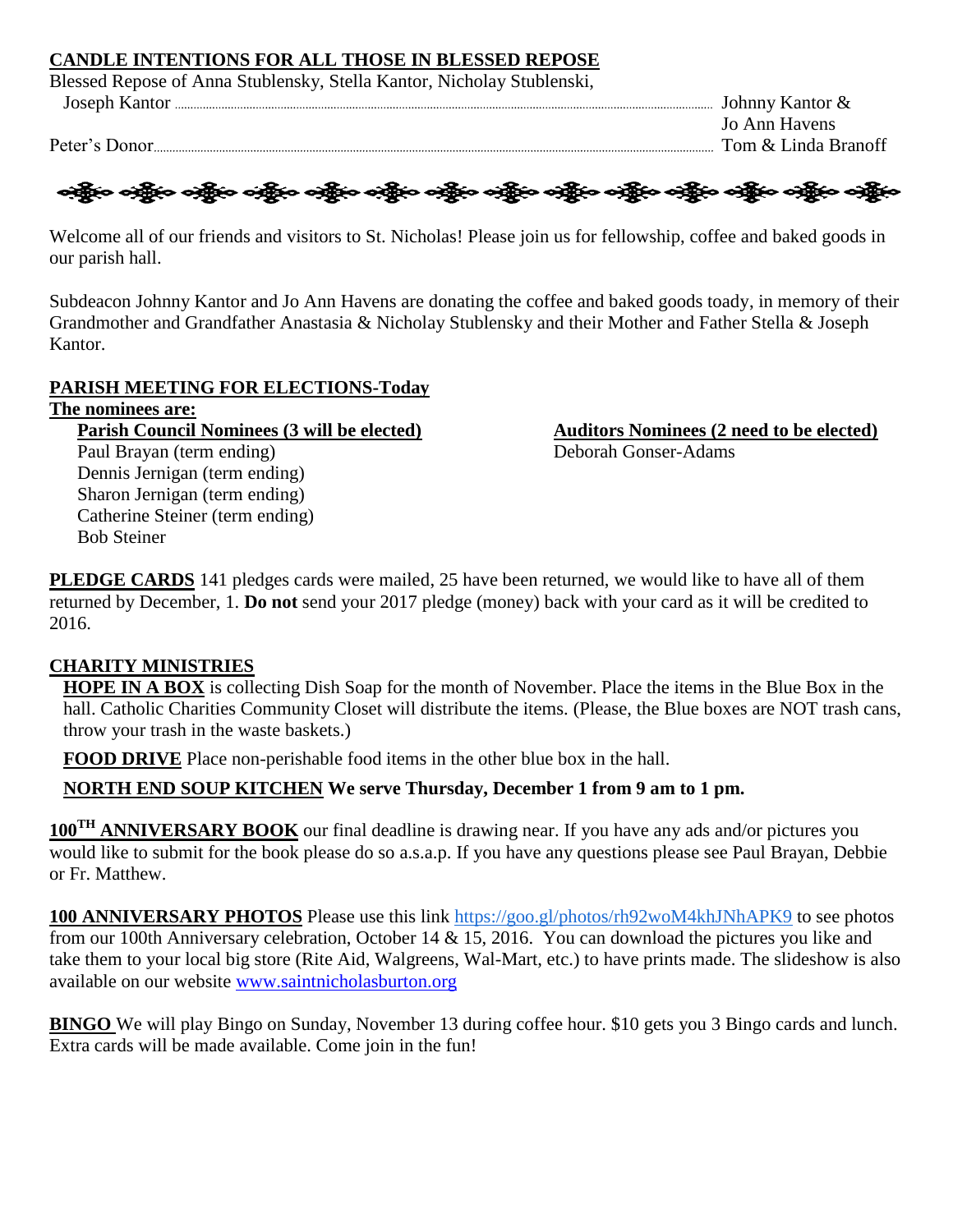## CANDLE INTENTIONS FOR ALL THOSE IN BLESSED REPOSE

Blessed Repose of Anna Stublensky, Stella Kantor, Nicholay Stublenski, Joseph Kantor ............ Johnny Kantor & Jo Ann Havens

Peter's Donor ............ Tom & Linda Branoff

Welcome all of our friends and visitors to St. Nicholas! Please join us for fellowship, coffee and baked goods in our parish hall.

Subdeacon Johnny Kantor and Jo Ann Havens are donating the coffee and baked goods toady, in memory of their Grandmother and Grandfather Anastasia & Nicholay Stublensky and their Mother and Father Stella & Joseph Kantor.

## PARISH MEETING FOR ELECTIONS-Today

**The nominees are:**

**Parish Council Nominees (3 will be elected)**

- Paul Brayan (term ending)
- Dennis Jernigan (term ending)
- Sharon Jernigan (term ending)
- Catherine Steiner (term ending)
- Bob Steiner

**Auditors Nominees (2 need to be elected)**

- Deborah Gonser-Adams

**PLEDGE CARDS** 141 pledges cards were mailed, 25 have been returned, we would like to have all of them returned by December, 1. **Do not** send your 2017 pledge (money) back with your card as it will be credited to 2016.

## CHARITY MINISTRIES

**HOPE IN A BOX** is collecting Dish Soap for the month of November. Place the items in the Blue Box in the hall. Catholic Charities Community Closet will distribute the items. (Please, the Blue boxes are NOT trash cans, throw your trash in the waste baskets.)

**FOOD DRIVE** Place non-perishable food items in the other blue box in the hall.

**NORTH END SOUP KITCHEN We serve Thursday, December 1 from 9 am to 1 pm.**

**100TH ANNIVERSARY BOOK** our final deadline is drawing near. If you have any ads and/or pictures you would like to submit for the book please do so a.s.a.p. If you have any questions please see Paul Brayan, Debbie or Fr. Matthew.

**100 ANNIVERSARY PHOTOS** Please use this link https://goo.gl/photos/rh92woM4khJNhAPK9 to see photos from our 100th Anniversary celebration, October 14 & 15, 2016. You can download the pictures you like and take them to your local big store (Rite Aid, Walgreens, Wal-Mart, etc.) to have prints made. The slideshow is also available on our website www.saintnicholasburton.org

**BINGO** We will play Bingo on Sunday, November 13 during coffee hour. $10 gets you 3 Bingo cards and lunch. Extra cards will be made available. Come join in the fun!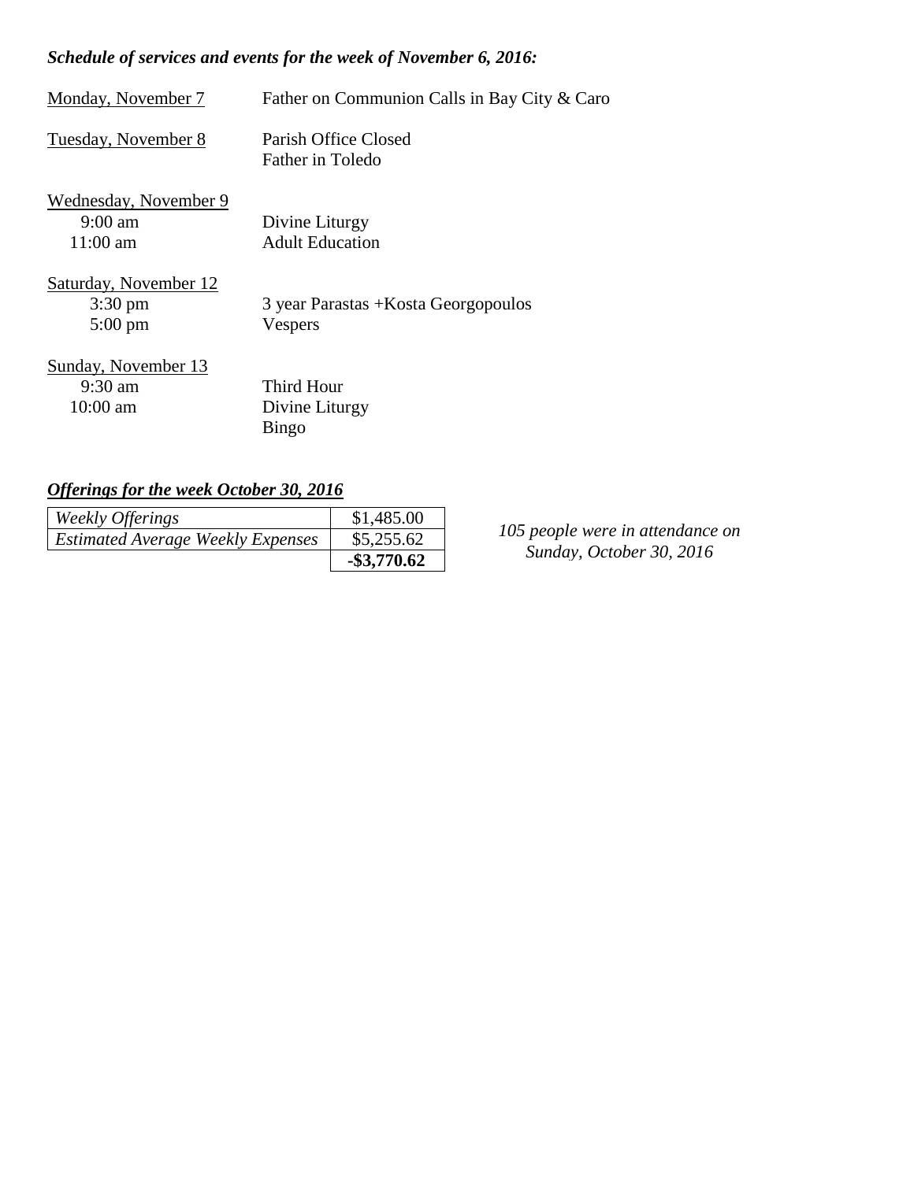***Schedule of services and events for the week of November 6, 2016:***

Monday, November 7 — Father on Communion Calls in Bay City & Caro

Tuesday, November 8 — Parish Office Closed
Father in Toledo

Wednesday, November 9
- 9:00 am — Divine Liturgy
- 11:00 am — Adult Education

Saturday, November 12
- 3:30 pm — 3 year Parastas +Kosta Georgopoulos
- 5:00 pm — Vespers

Sunday, November 13
- 9:30 am — Third Hour
- 10:00 am — Divine Liturgy
  Bingo

***Offerings for the week October 30, 2016***

| | |
|---|---|
| *Weekly Offerings* | $1,485.00 |
| *Estimated Average Weekly Expenses* | $5,255.62 |
| | **-$3,770.62** |

*105 people were in attendance on Sunday, October 30, 2016*